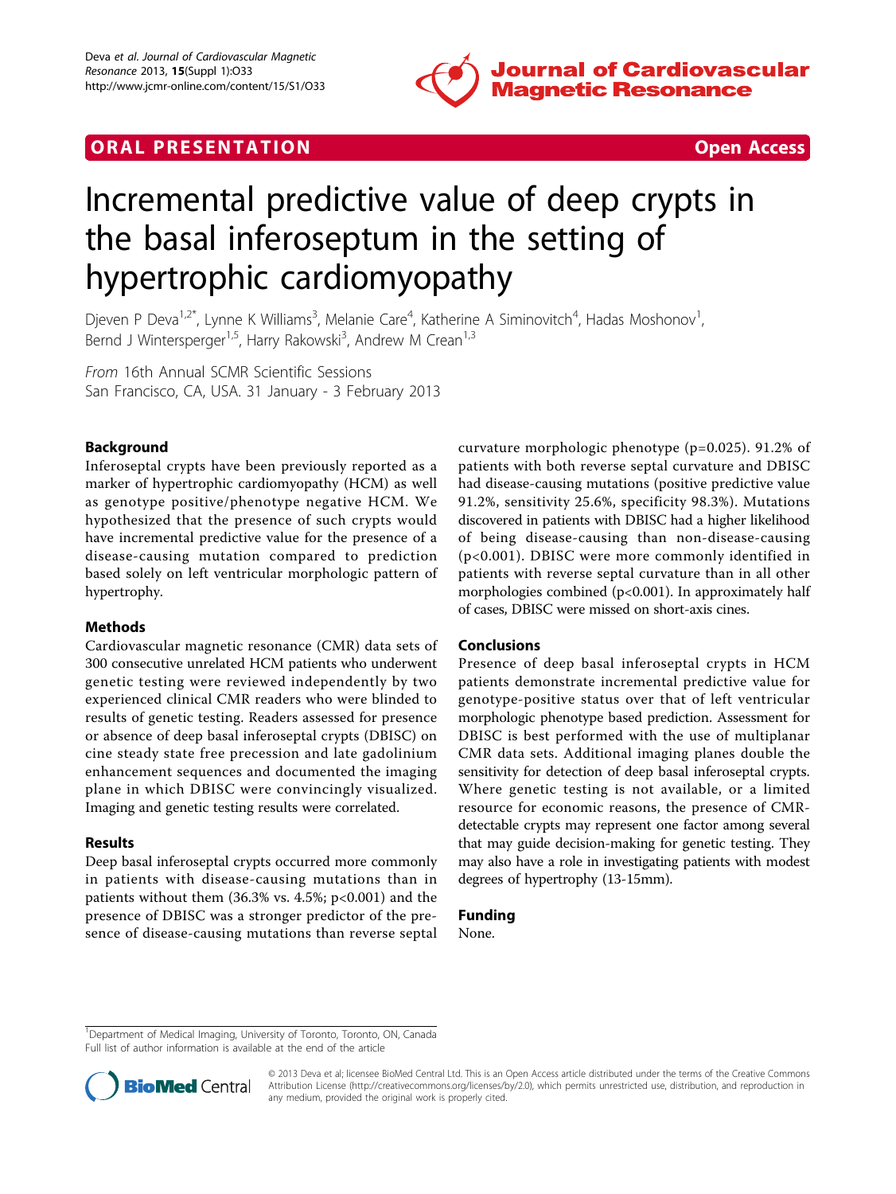ORAL PRESENTATION Open Access

# Incremental predictive value of deep crypts in the basal inferoseptum in the setting of hypertrophic cardiomyopathy

Djeven P Deva[1,2*], Lynne K Williams[3], Melanie Care[4], Katherine A Siminovitch[4], Hadas Moshonov[1], Bernd J Wintersperger[1,5], Harry Rakowski[3], Andrew M Crean[1,3]

*From* 16th Annual SCMR Scientific Sessions
San Francisco, CA, USA. 31 January - 3 February 2013

## Background

Inferoseptal crypts have been previously reported as a marker of hypertrophic cardiomyopathy (HCM) as well as genotype positive/phenotype negative HCM. We hypothesized that the presence of such crypts would have incremental predictive value for the presence of a disease-causing mutation compared to prediction based solely on left ventricular morphologic pattern of hypertrophy.

## Methods

Cardiovascular magnetic resonance (CMR) data sets of 300 consecutive unrelated HCM patients who underwent genetic testing were reviewed independently by two experienced clinical CMR readers who were blinded to results of genetic testing. Readers assessed for presence or absence of deep basal inferoseptal crypts (DBISC) on cine steady state free precession and late gadolinium enhancement sequences and documented the imaging plane in which DBISC were convincingly visualized. Imaging and genetic testing results were correlated.

## Results

Deep basal inferoseptal crypts occurred more commonly in patients with disease-causing mutations than in patients without them (36.3% vs. 4.5%; $p<0.001$) and the presence of DBISC was a stronger predictor of the presence of disease-causing mutations than reverse septal curvature morphologic phenotype ($p=0.025$). 91.2% of patients with both reverse septal curvature and DBISC had disease-causing mutations (positive predictive value 91.2%, sensitivity 25.6%, specificity 98.3%). Mutations discovered in patients with DBISC had a higher likelihood of being disease-causing than non-disease-causing ($p<0.001$). DBISC were more commonly identified in patients with reverse septal curvature than in all other morphologies combined ($p<0.001$). In approximately half of cases, DBISC were missed on short-axis cines.

## Conclusions

Presence of deep basal inferoseptal crypts in HCM patients demonstrate incremental predictive value for genotype-positive status over that of left ventricular morphologic phenotype based prediction. Assessment for DBISC is best performed with the use of multiplanar CMR data sets. Additional imaging planes double the sensitivity for detection of deep basal inferoseptal crypts. Where genetic testing is not available, or a limited resource for economic reasons, the presence of CMR-detectable crypts may represent one factor among several that may guide decision-making for genetic testing. They may also have a role in investigating patients with modest degrees of hypertrophy (13-15mm).

## Funding

None.

[1]Department of Medical Imaging, University of Toronto, Toronto, ON, Canada
Full list of author information is available at the end of the article

© 2013 Deva et al; licensee BioMed Central Ltd. This is an Open Access article distributed under the terms of the Creative Commons Attribution License (http://creativecommons.org/licenses/by/2.0), which permits unrestricted use, distribution, and reproduction in any medium, provided the original work is properly cited.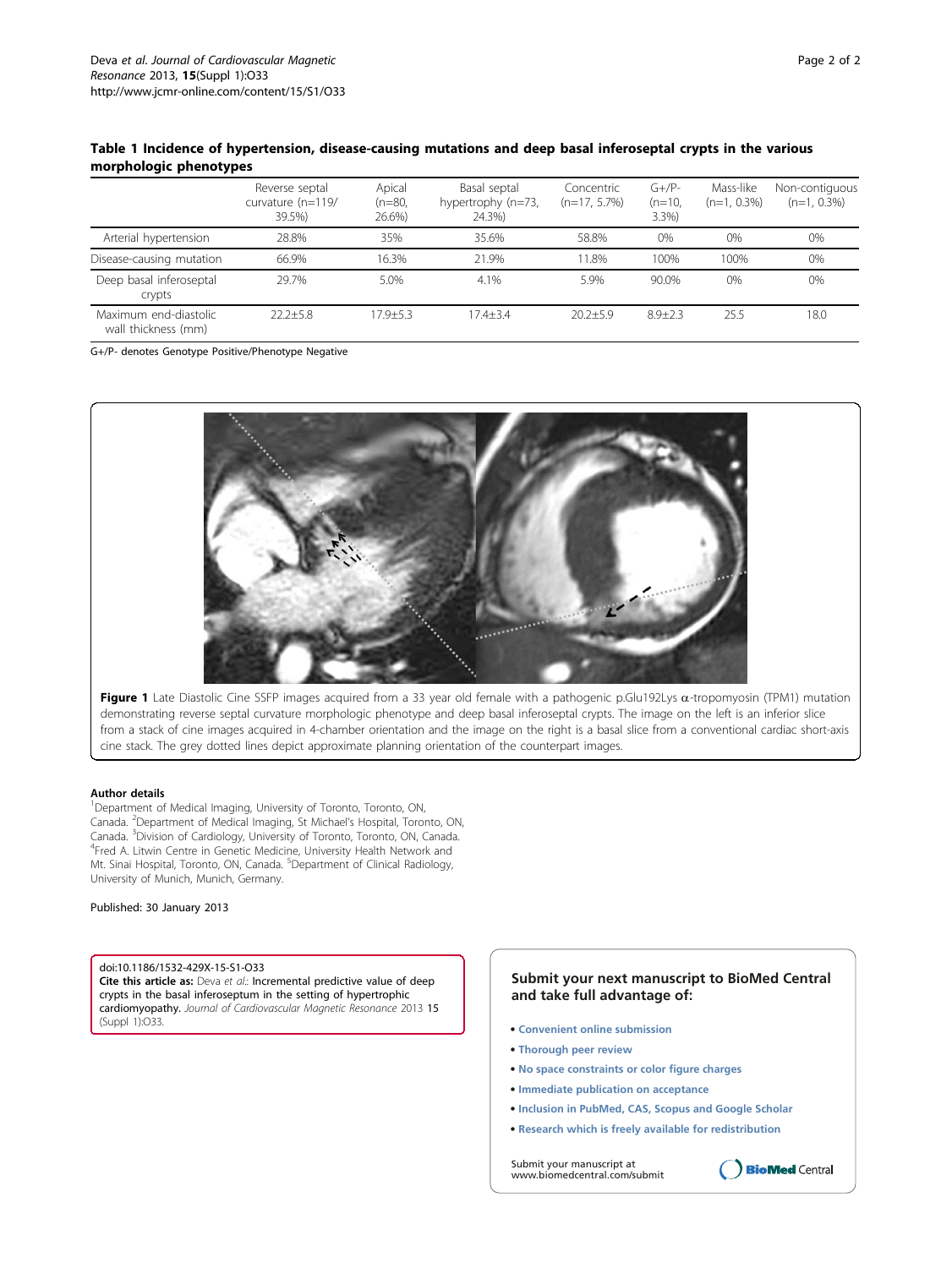**Table 1 Incidence of hypertension, disease-causing mutations and deep basal inferoseptal crypts in the various morphologic phenotypes**

| | Reverse septal curvature (n=119/ 39.5%) | Apical (n=80, 26.6%) | Basal septal hypertrophy (n=73, 24.3%) | Concentric (n=17, 5.7%) | G+/P- (n=10, 3.3%) | Mass-like (n=1, 0.3%) | Non-contiguous (n=1, 0.3%) |
|---|---|---|---|---|---|---|---|
| Arterial hypertension | 28.8% | 35% | 35.6% | 58.8% | 0% | 0% | 0% |
| Disease-causing mutation | 66.9% | 16.3% | 21.9% | 11.8% | 100% | 100% | 0% |
| Deep basal inferoseptal crypts | 29.7% | 5.0% | 4.1% | 5.9% | 90.0% | 0% | 0% |
| Maximum end-diastolic wall thickness (mm) | 22.2±5.8 | 17.9±5.3 | 17.4±3.4 | 20.2±5.9 | 8.9±2.3 | 25.5 | 18.0 |

G+/P- denotes Genotype Positive/Phenotype Negative

**Figure 1** Late Diastolic Cine SSFP images acquired from a 33 year old female with a pathogenic p.Glu192Lys α-tropomyosin (TPM1) mutation demonstrating reverse septal curvature morphologic phenotype and deep basal inferoseptal crypts. The image on the left is an inferior slice from a stack of cine images acquired in 4-chamber orientation and the image on the right is a basal slice from a conventional cardiac short-axis cine stack. The grey dotted lines depict approximate planning orientation of the counterpart images.

#### Author details

[1]Department of Medical Imaging, University of Toronto, Toronto, ON, Canada. [2]Department of Medical Imaging, St Michael's Hospital, Toronto, ON, Canada. [3]Division of Cardiology, University of Toronto, Toronto, ON, Canada. [4]Fred A. Litwin Centre in Genetic Medicine, University Health Network and Mt. Sinai Hospital, Toronto, ON, Canada. [5]Department of Clinical Radiology, University of Munich, Munich, Germany.

Published: 30 January 2013

doi:10.1186/1532-429X-15-S1-O33

**Cite this article as:** Deva *et al.*: Incremental predictive value of deep crypts in the basal inferoseptum in the setting of hypertrophic cardiomyopathy. *Journal of Cardiovascular Magnetic Resonance* 2013 **15** (Suppl 1):O33.

**Submit your next manuscript to BioMed Central and take full advantage of:**

- Convenient online submission
- Thorough peer review
- No space constraints or color figure charges
- Immediate publication on acceptance
- Inclusion in PubMed, CAS, Scopus and Google Scholar
- Research which is freely available for redistribution

Submit your manuscript at www.biomedcentral.com/submit